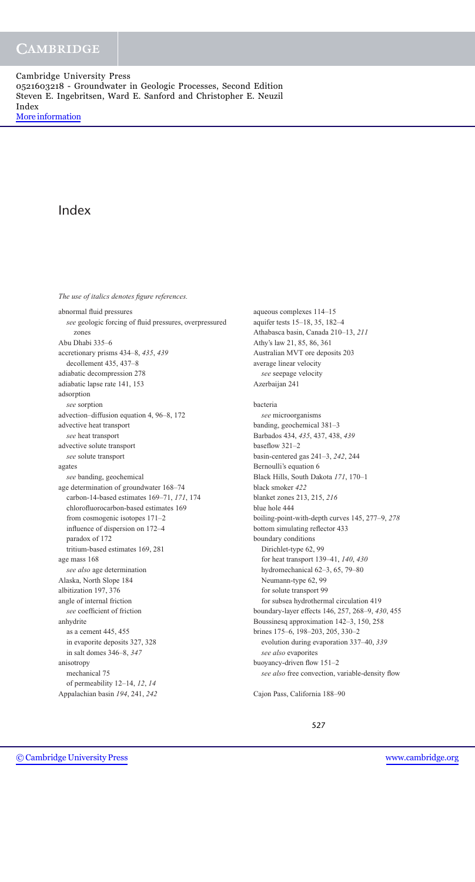# Index

*The use of italics denotes figure references.*

abnormal fluid pressures
  *see* geologic forcing of fluid pressures, overpressured zones
Abu Dhabi 335–6
accretionary prisms 434–8, *435*, *439*
  decollement 435, 437–8
adiabatic decompression 278
adiabatic lapse rate 141, 153
adsorption
  *see* sorption
advection–diffusion equation 4, 96–8, 172
advective heat transport
  *see* heat transport
advective solute transport
  *see* solute transport
agates
  *see* banding, geochemical
age determination of groundwater 168–74
  carbon-14-based estimates 169–71, *171*, 174
  chlorofluorocarbon-based estimates 169
  from cosmogenic isotopes 171–2
  influence of dispersion on 172–4
  paradox of 172
  tritium-based estimates 169, 281
age mass 168
  *see also* age determination
Alaska, North Slope 184
albitization 197, 376
angle of internal friction
  *see* coefficient of friction
anhydrite
  as a cement 445, 455
  in evaporite deposits 327, 328
  in salt domes 346–8, *347*
anisotropy
  mechanical 75
  of permeability 12–14, *12*, *14*
Appalachian basin *194*, 241, *242*
aqueous complexes 114–15
aquifer tests 15–18, 35, 182–4
Athabasca basin, Canada 210–13, *211*
Athy's law 21, 85, 86, 361
Australian MVT ore deposits 203
average linear velocity
  *see* seepage velocity
Azerbaijan 241

bacteria
  *see* microorganisms
banding, geochemical 381–3
Barbados 434, *435*, 437, 438, *439*
baseflow 321–2
basin-centered gas 241–3, *242*, 244
Bernoulli's equation 6
Black Hills, South Dakota *171*, 170–1
black smoker *422*
blanket zones 213, 215, *216*
blue hole 444
boiling-point-with-depth curves 145, 277–9, *278*
bottom simulating reflector 433
boundary conditions
  Dirichlet-type 62, 99
  for heat transport 139–41, *140*, *430*
  hydromechanical 62–3, 65, 79–80
  Neumann-type 62, 99
  for solute transport 99
  for subsea hydrothermal circulation 419
boundary-layer effects 146, 257, 268–9, *430*, 455
Boussinesq approximation 142–3, 150, 258
brines 175–6, 198–203, 205, 330–2
  evolution during evaporation 337–40, *339*
  *see also* evaporites
buoyancy-driven flow 151–2
  *see also* free convection, variable-density flow

Cajon Pass, California 188–90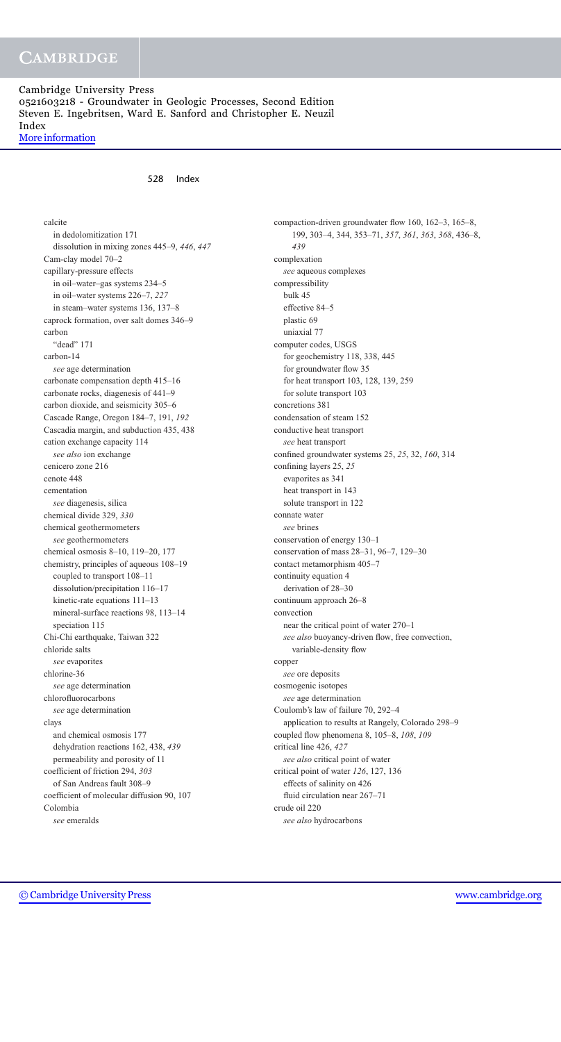calcite
  in dedolomitization 171
  dissolution in mixing zones 445–9, *446*, *447*
Cam-clay model 70–2
capillary-pressure effects
  in oil–water–gas systems 234–5
  in oil–water systems 226–7, *227*
  in steam–water systems 136, 137–8
caprock formation, over salt domes 346–9
carbon
  "dead" 171
carbon-14
  *see* age determination
carbonate compensation depth 415–16
carbonate rocks, diagenesis of 441–9
carbon dioxide, and seismicity 305–6
Cascade Range, Oregon 184–7, 191, *192*
Cascadia margin, and subduction 435, 438
cation exchange capacity 114
  *see also* ion exchange
cenicero zone 216
cenote 448
cementation
  *see* diagenesis, silica
chemical divide 329, *330*
chemical geothermometers
  *see* geothermometers
chemical osmosis 8–10, 119–20, 177
chemistry, principles of aqueous 108–19
  coupled to transport 108–11
  dissolution/precipitation 116–17
  kinetic-rate equations 111–13
  mineral-surface reactions 98, 113–14
  speciation 115
Chi-Chi earthquake, Taiwan 322
chloride salts
  *see* evaporites
chlorine-36
  *see* age determination
chlorofluorocarbons
  *see* age determination
clays
  and chemical osmosis 177
  dehydration reactions 162, 438, *439*
  permeability and porosity of 11
coefficient of friction 294, *303*
  of San Andreas fault 308–9
coefficient of molecular diffusion 90, 107
Colombia
  *see* emeralds
compaction-driven groundwater flow 160, 162–3, 165–8, 199, 303–4, 344, 353–71, *357*, *361*, *363*, *368*, 436–8, *439*
complexation
  *see* aqueous complexes
compressibility
  bulk 45
  effective 84–5
  plastic 69
  uniaxial 77
computer codes, USGS
  for geochemistry 118, 338, 445
  for groundwater flow 35
  for heat transport 103, 128, 139, 259
  for solute transport 103
concretions 381
condensation of steam 152
conductive heat transport
  *see* heat transport
confined groundwater systems 25, *25*, 32, *160*, 314
confining layers 25, *25*
  evaporites as 341
  heat transport in 143
  solute transport in 122
connate water
  *see* brines
conservation of energy 130–1
conservation of mass 28–31, 96–7, 129–30
contact metamorphism 405–7
continuity equation 4
  derivation of 28–30
continuum approach 26–8
convection
  near the critical point of water 270–1
  *see also* buoyancy-driven flow, free convection, variable-density flow
copper
  *see* ore deposits
cosmogenic isotopes
  *see* age determination
Coulomb's law of failure 70, 292–4
  application to results at Rangely, Colorado 298–9
coupled flow phenomena 8, 105–8, *108*, *109*
critical line 426, *427*
  *see also* critical point of water
critical point of water *126*, 127, 136
  effects of salinity on 426
  fluid circulation near 267–71
crude oil 220
  *see also* hydrocarbons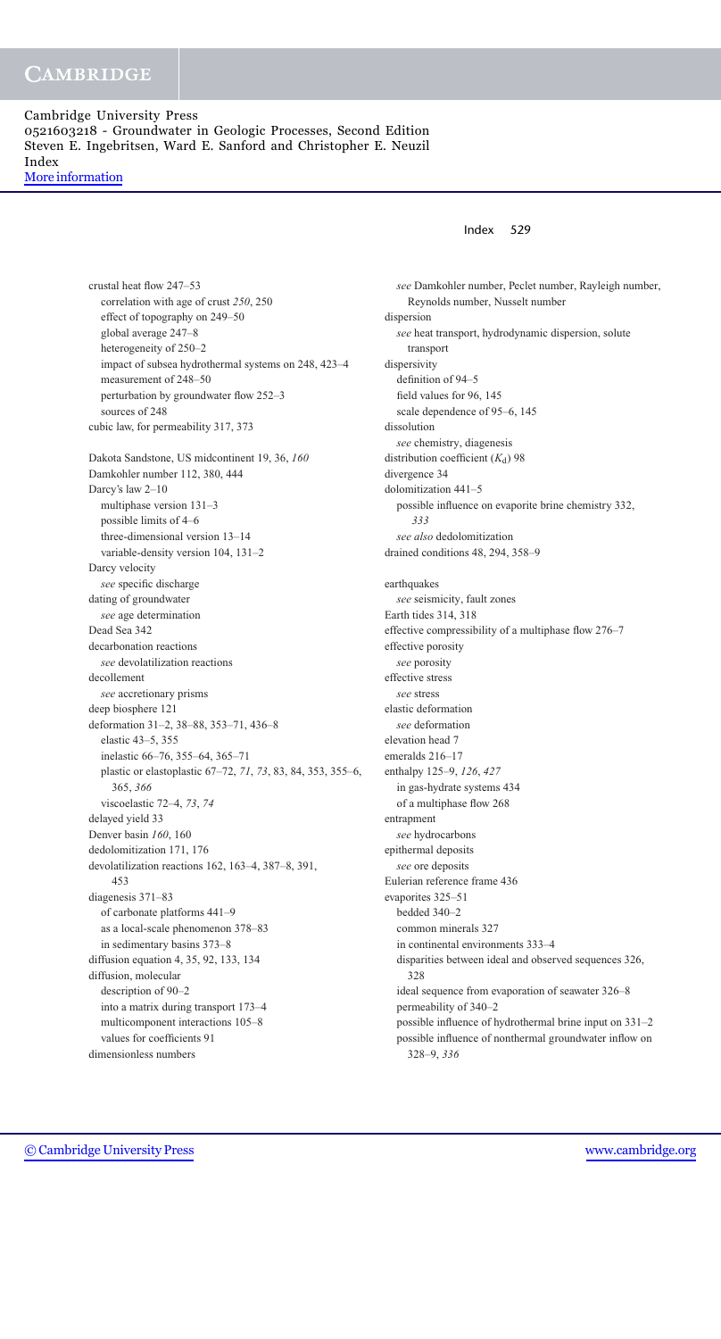crustal heat flow 247–53
  correlation with age of crust *250*, 250
  effect of topography on 249–50
  global average 247–8
  heterogeneity of 250–2
  impact of subsea hydrothermal systems on 248, 423–4
  measurement of 248–50
  perturbation by groundwater flow 252–3
  sources of 248
cubic law, for permeability 317, 373

Dakota Sandstone, US midcontinent 19, 36, *160*
Damkohler number 112, 380, 444
Darcy's law 2–10
  multiphase version 131–3
  possible limits of 4–6
  three-dimensional version 13–14
  variable-density version 104, 131–2
Darcy velocity
  *see* specific discharge
dating of groundwater
  *see* age determination
Dead Sea 342
decarbonation reactions
  *see* devolatilization reactions
decollement
  *see* accretionary prisms
deep biosphere 121
deformation 31–2, 38–88, 353–71, 436–8
  elastic 43–5, 355
  inelastic 66–76, 355–64, 365–71
  plastic or elastoplastic 67–72, *71*, *73*, 83, 84, 353, 355–6, 365, *366*
  viscoelastic 72–4, *73*, *74*
delayed yield 33
Denver basin *160*, 160
dedolomitization 171, 176
devolatilization reactions 162, 163–4, 387–8, 391, 453
diagenesis 371–83
  of carbonate platforms 441–9
  as a local-scale phenomenon 378–83
  in sedimentary basins 373–8
diffusion equation 4, 35, 92, 133, 134
diffusion, molecular
  description of 90–2
  into a matrix during transport 173–4
  multicomponent interactions 105–8
  values for coefficients 91
dimensionless numbers
  *see* Damkohler number, Peclet number, Rayleigh number, Reynolds number, Nusselt number
dispersion
  *see* heat transport, hydrodynamic dispersion, solute transport
dispersivity
  definition of 94–5
  field values for 96, 145
  scale dependence of 95–6, 145
dissolution
  *see* chemistry, diagenesis
distribution coefficient ($K_d$) 98
divergence 34
dolomitization 441–5
  possible influence on evaporite brine chemistry 332, *333*
  *see also* dedolomitization
drained conditions 48, 294, 358–9

earthquakes
  *see* seismicity, fault zones
Earth tides 314, 318
effective compressibility of a multiphase flow 276–7
effective porosity
  *see* porosity
effective stress
  *see* stress
elastic deformation
  *see* deformation
elevation head 7
emeralds 216–17
enthalpy 125–9, *126*, *427*
  in gas-hydrate systems 434
  of a multiphase flow 268
entrapment
  *see* hydrocarbons
epithermal deposits
  *see* ore deposits
Eulerian reference frame 436
evaporites 325–51
  bedded 340–2
  common minerals 327
  in continental environments 333–4
  disparities between ideal and observed sequences 326, 328
  ideal sequence from evaporation of seawater 326–8
  permeability of 340–2
  possible influence of hydrothermal brine input on 331–2
  possible influence of nonthermal groundwater inflow on 328–9, *336*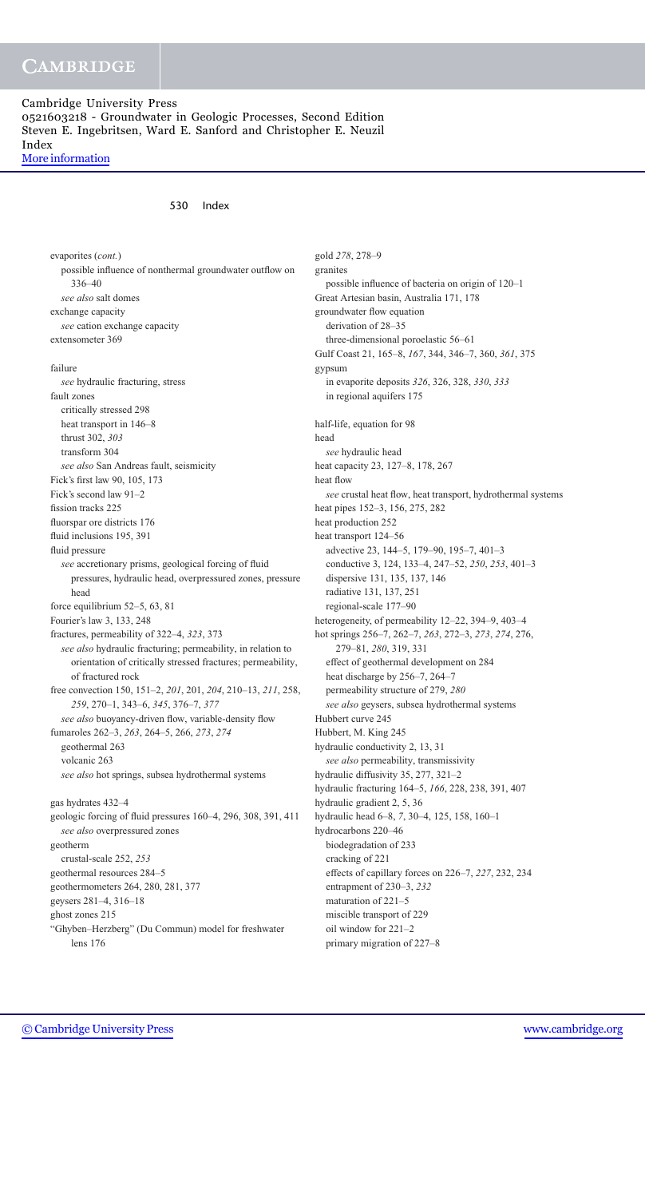evaporites (*cont.*)
  possible influence of nonthermal groundwater outflow on 336–40
  *see also* salt domes
exchange capacity
  *see* cation exchange capacity
extensometer 369

failure
  *see* hydraulic fracturing, stress
fault zones
  critically stressed 298
  heat transport in 146–8
  thrust 302, *303*
  transform 304
  *see also* San Andreas fault, seismicity
Fick's first law 90, 105, 173
Fick's second law 91–2
fission tracks 225
fluorspar ore districts 176
fluid inclusions 195, 391
fluid pressure
  *see* accretionary prisms, geological forcing of fluid pressures, hydraulic head, overpressured zones, pressure head
force equilibrium 52–5, 63, 81
Fourier's law 3, 133, 248
fractures, permeability of 322–4, *323*, 373
  *see also* hydraulic fracturing; permeability, in relation to orientation of critically stressed fractures; permeability, of fractured rock
free convection 150, 151–2, *201*, 201, *204*, 210–13, *211*, 258, *259*, 270–1, 343–6, *345*, 376–7, *377*
  *see also* buoyancy-driven flow, variable-density flow
fumaroles 262–3, *263*, 264–5, 266, *273*, *274*
  geothermal 263
  volcanic 263
  *see also* hot springs, subsea hydrothermal systems

gas hydrates 432–4
geologic forcing of fluid pressures 160–4, 296, 308, 391, 411
  *see also* overpressured zones
geotherm
  crustal-scale 252, *253*
geothermal resources 284–5
geothermometers 264, 280, 281, 377
geysers 281–4, 316–18
ghost zones 215
"Ghyben–Herzberg" (Du Commun) model for freshwater lens 176

gold *278*, 278–9
granites
  possible influence of bacteria on origin of 120–1
Great Artesian basin, Australia 171, 178
groundwater flow equation
  derivation of 28–35
  three-dimensional poroelastic 56–61
Gulf Coast 21, 165–8, *167*, 344, 346–7, 360, *361*, 375
gypsum
  in evaporite deposits *326*, 326, 328, *330*, *333*
  in regional aquifers 175

half-life, equation for 98
head
  *see* hydraulic head
heat capacity 23, 127–8, 178, 267
heat flow
  *see* crustal heat flow, heat transport, hydrothermal systems
heat pipes 152–3, 156, 275, 282
heat production 252
heat transport 124–56
  advective 23, 144–5, 179–90, 195–7, 401–3
  conductive 3, 124, 133–4, 247–52, *250*, *253*, 401–3
  dispersive 131, 135, 137, 146
  radiative 131, 137, 251
  regional-scale 177–90
heterogeneity, of permeability 12–22, 394–9, 403–4
hot springs 256–7, 262–7, *263*, 272–3, *273*, *274*, 276, 279–81, *280*, 319, 331
  effect of geothermal development on 284
  heat discharge by 256–7, 264–7
  permeability structure of 279, *280*
  *see also* geysers, subsea hydrothermal systems
Hubbert curve 245
Hubbert, M. King 245
hydraulic conductivity 2, 13, 31
  *see also* permeability, transmissivity
hydraulic diffusivity 35, 277, 321–2
hydraulic fracturing 164–5, *166*, 228, 238, 391, 407
hydraulic gradient 2, 5, 36
hydraulic head 6–8, *7*, 30–4, 125, 158, 160–1
hydrocarbons 220–46
  biodegradation of 233
  cracking of 221
  effects of capillary forces on 226–7, *227*, 232, 234
  entrapment of 230–3, *232*
  maturation of 221–5
  miscible transport of 229
  oil window for 221–2
  primary migration of 227–8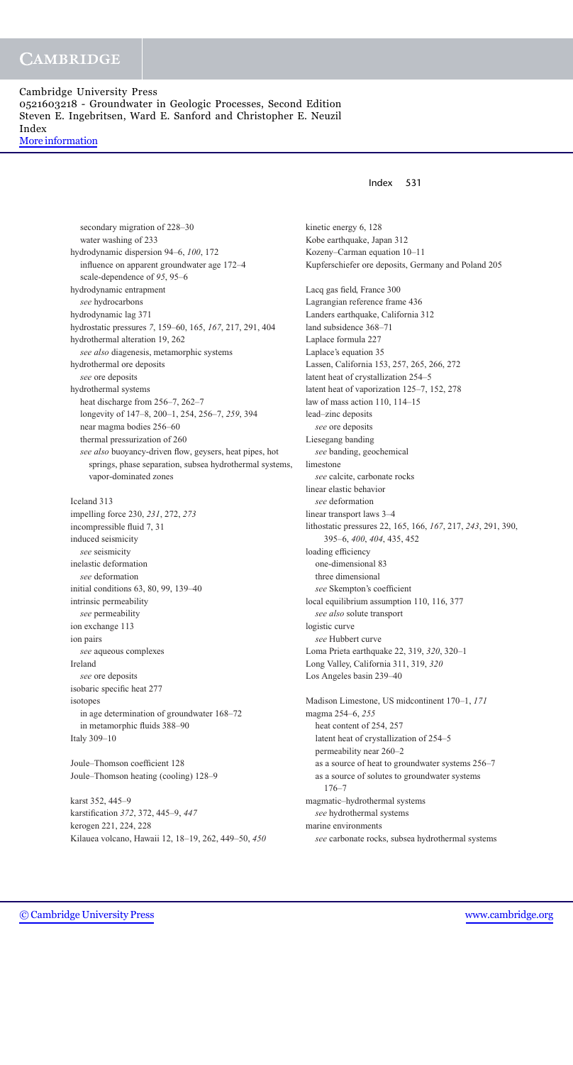secondary migration of 228–30
  water washing of 233
hydrodynamic dispersion 94–6, *100*, 172
  influence on apparent groundwater age 172–4
  scale-dependence of *95*, 95–6
hydrodynamic entrapment
  *see* hydrocarbons
hydrodynamic lag 371
hydrostatic pressures *7*, 159–60, 165, *167*, 217, 291, 404
hydrothermal alteration 19, 262
  *see also* diagenesis, metamorphic systems
hydrothermal ore deposits
  *see* ore deposits
hydrothermal systems
  heat discharge from 256–7, 262–7
  longevity of 147–8, 200–1, 254, 256–7, *259*, 394
  near magma bodies 256–60
  thermal pressurization of 260
  *see also* buoyancy-driven flow, geysers, heat pipes, hot springs, phase separation, subsea hydrothermal systems, vapor-dominated zones

Iceland 313
impelling force 230, *231*, 272, *273*
incompressible fluid 7, 31
induced seismicity
  *see* seismicity
inelastic deformation
  *see* deformation
initial conditions 63, 80, 99, 139–40
intrinsic permeability
  *see* permeability
ion exchange 113
ion pairs
  *see* aqueous complexes
Ireland
  *see* ore deposits
isobaric specific heat 277
isotopes
  in age determination of groundwater 168–72
  in metamorphic fluids 388–90
Italy 309–10

Joule–Thomson coefficient 128
Joule–Thomson heating (cooling) 128–9

karst 352, 445–9
karstification *372*, 372, 445–9, *447*
kerogen 221, 224, 228
Kilauea volcano, Hawaii 12, 18–19, 262, 449–50, *450*

kinetic energy 6, 128
Kobe earthquake, Japan 312
Kozeny–Carman equation 10–11
Kupferschiefer ore deposits, Germany and Poland 205

Lacq gas field, France 300
Lagrangian reference frame 436
Landers earthquake, California 312
land subsidence 368–71
Laplace formula 227
Laplace's equation 35
Lassen, California 153, 257, 265, 266, 272
latent heat of crystallization 254–5
latent heat of vaporization 125–7, 152, 278
law of mass action 110, 114–15
lead–zinc deposits
  *see* ore deposits
Liesegang banding
  *see* banding, geochemical
limestone
  *see* calcite, carbonate rocks
linear elastic behavior
  *see* deformation
linear transport laws 3–4
lithostatic pressures 22, 165, 166, *167*, 217, *243*, 291, 390, 395–6, *400*, *404*, 435, 452
loading efficiency
  one-dimensional 83
  three dimensional
  *see* Skempton's coefficient
local equilibrium assumption 110, 116, 377
  *see also* solute transport
logistic curve
  *see* Hubbert curve
Loma Prieta earthquake 22, 319, *320*, 320–1
Long Valley, California 311, 319, *320*
Los Angeles basin 239–40

Madison Limestone, US midcontinent 170–1, *171*
magma 254–6, *255*
  heat content of 254, 257
  latent heat of crystallization of 254–5
  permeability near 260–2
  as a source of heat to groundwater systems 256–7
  as a source of solutes to groundwater systems 176–7
magmatic–hydrothermal systems
  *see* hydrothermal systems
marine environments
  *see* carbonate rocks, subsea hydrothermal systems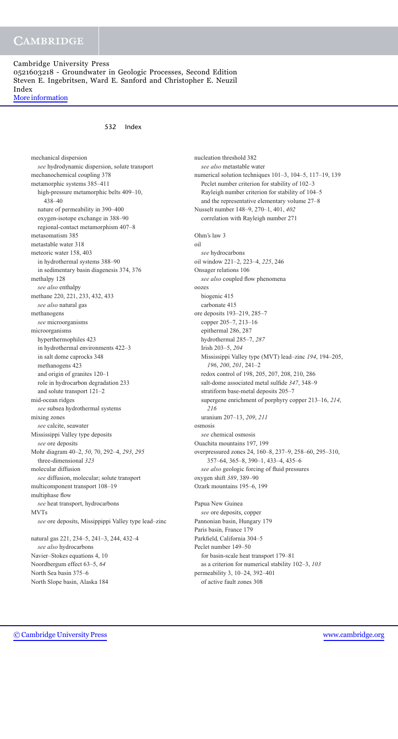mechanical dispersion
  *see* hydrodynamic dispersion, solute transport
mechanochemical coupling 378
metamorphic systems 385–411
  high-pressure metamorphic belts 409–10, 438–40
  nature of permeability in 390–400
  oxygen-isotope exchange in 388–90
  regional-contact metamorphism 407–8
metasomatism 385
metastable water 318
meteoric water 158, 403
  in hydrothermal systems 388–90
  in sedimentary basin diagenesis 374, 376
methalpy 128
  *see also* enthalpy
methane 220, 221, 233, 432, 433
  *see also* natural gas
methanogens
  *see* microorganisms
microorganisms
  hyperthermophiles 423
  in hydrothermal environments 422–3
  in salt dome caprocks 348
  methanogens 423
  and origin of granites 120–1
  role in hydrocarbon degradation 233
  and solute transport 121–2
mid-ocean ridges
  *see* subsea hydrothermal systems
mixing zones
  *see* calcite, seawater
Mississippi Valley type deposits
  *see* ore deposits
Mohr diagram 40–2, *50*, 70, 292–4, *293*, *295*
  three-dimensional *323*
molecular diffusion
  *see* diffusion, molecular; solute transport
multicomponent transport 108–19
multiphase flow
  *see* heat transport, hydrocarbons
MVTs
  *see* ore deposits, Missippippi Valley type lead–zinc

natural gas 221, 234–5, 241–3, 244, 432–4
  *see also* hydrocarbons
Navier–Stokes equations 4, 10
Noordbergum effect 63–5, *64*
North Sea basin 375–6
North Slope basin, Alaska 184
nucleation threshold 382
  *see also* metastable water
numerical solution techniques 101–3, 104–5, 117–19, 139
  Peclet number criterion for stability of 102–3
  Rayleigh number criterion for stability of 104–5
  and the representative elementary volume 27–8
Nusselt number 148–9, 270–1, 401, *402*
  correlation with Rayleigh number 271

Ohm's law 3
oil
  *see* hydrocarbons
oil window 221–2, 223–4, *225*, 246
Onsager relations 106
  *see also* coupled flow phenomena
oozes
  biogenic 415
  carbonate 415
ore deposits 193–219, 285–7
  copper 205–7, 213–16
  epithermal 286, 287
  hydrothermal 285–7, *287*
  Irish 203–5, *204*
  Mississippi Valley type (MVT) lead–zinc *194*, 194–205, *196*, *200*, *201*, 241–2
  redox control of 198, 205, 207, 208, 210, 286
  salt-dome associated metal sulfide *347*, 348–9
  stratiform base-metal deposits 205–7
  supergene enrichment of porphyry copper 213–16, *214*, *216*
  uranium 207–13, *209*, *211*
osmosis
  *see* chemical osmosis
Ouachita mountains 197, 199
overpressured zones 24, 160–8, 237–9, 258–60, 295–310, 357–64, 365–8, 390–1, 433–4, 435–6
  *see also* geologic forcing of fluid pressures
oxygen shift *389*, 389–90
Ozark mountains 195–6, 199

Papua New Guinea
  *see* ore deposits, copper
Pannonian basin, Hungary 179
Paris basin, France 179
Parkfield, California 304–5
Peclet number 149–50
  for basin-scale heat transport 179–81
  as a criterion for numerical stability 102–3, *103*
permeability 3, 10–24, 392–401
  of active fault zones 308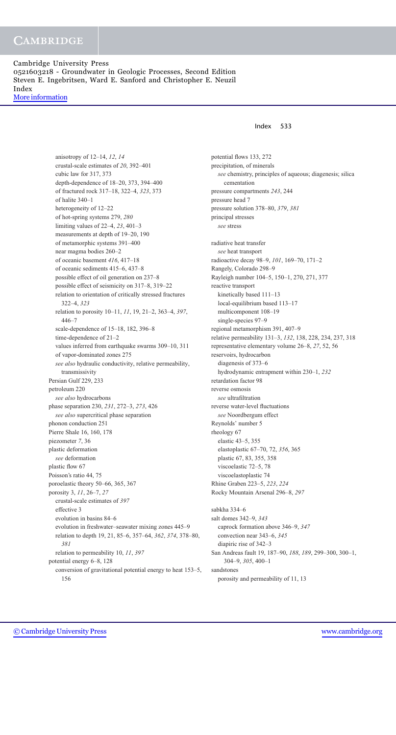anisotropy of 12–14, *12*, *14*
crustal-scale estimates of *20*, 392–401
cubic law for 317, 373
depth-dependence of 18–20, 373, 394–400
of fractured rock 317–18, 322–4, *323*, 373
of halite 340–1
heterogeneity of 12–22
of hot-spring systems 279, *280*
limiting values of 22–4, *23*, 401–3
measurements at depth of 19–20, 190
of metamorphic systems 391–400
near magma bodies 260–2
of oceanic basement *416*, 417–18
of oceanic sediments 415–6, 437–8
possible effect of oil generation on 237–8
possible effect of seismicity on 317–8, 319–22
relation to orientation of critically stressed fractures 322–4, *323*
relation to porosity 10–11, *11*, 19, 21–2, 363–4, *397*, 446–7
scale-dependence of 15–18, 182, 396–8
time-dependence of 21–2
values inferred from earthquake swarms 309–10, 311
of vapor-dominated zones 275
*see also* hydraulic conductivity, relative permeability, transmissivity

Persian Gulf 229, 233
petroleum 220
*see also* hydrocarbons
phase separation 230, *231*, 272–3, *273*, 426
*see also* supercritical phase separation
phonon conduction 251
Pierre Shale 16, 160, 178
piezometer *7*, 36
plastic deformation
*see* deformation
plastic flow 67
Poisson's ratio 44, 75
poroelastic theory 50–66, 365, 367
porosity 3, *11*, 26–7, *27*
crustal-scale estimates of *397*
effective 3
evolution in basins 84–6
evolution in freshwater–seawater mixing zones 445–9
relation to depth 19, 21, 85–6, 357–64, *362*, *374*, 378–80, *381*
relation to permeability 10, *11*, *397*
potential energy 6–8, 128
conversion of gravitational potential energy to heat 153–5, 156

potential flows 133, 272
precipitation, of minerals
*see* chemistry, principles of aqueous; diagenesis; silica cementation
pressure compartments *243*, 244
pressure head 7
pressure solution 378–80, *379*, *381*
principal stresses
*see* stress

radiative heat transfer
*see* heat transport
radioactive decay 98–9, *101*, 169–70, 171–2
Rangely, Colorado 298–9
Rayleigh number 104–5, 150–1, 270, 271, 377
reactive transport
kinetically based 111–13
local-equilibrium based 113–17
multicomponent 108–19
single-species 97–9
regional metamorphism 391, 407–9
relative permeability 131–3, *132*, 138, 228, 234, 237, 318
representative elementary volume 26–8, *27*, 52, 56
reservoirs, hydrocarbon
diagenesis of 373–6
hydrodynamic entrapment within 230–1, *232*
retardation factor 98
reverse osmosis
*see* ultrafiltration
reverse water-level fluctuations
*see* Noordbergum effect
Reynolds' number 5
rheology 67
elastic 43–5, 355
elastoplastic 67–70, 72, *356*, 365
plastic 67, 83, 355, 358
viscoelastic 72–5, 78
viscoelastoplastic 74
Rhine Graben 223–5, *223*, *224*
Rocky Mountain Arsenal 296–8, *297*

sabkha 334–6
salt domes 342–9, *343*
caprock formation above 346–9, *347*
convection near 343–6, *345*
diapiric rise of 342–3
San Andreas fault 19, 187–90, *188*, *189*, 299–300, 300–1, 304–9, *305*, 400–1
sandstones
porosity and permeability of 11, 13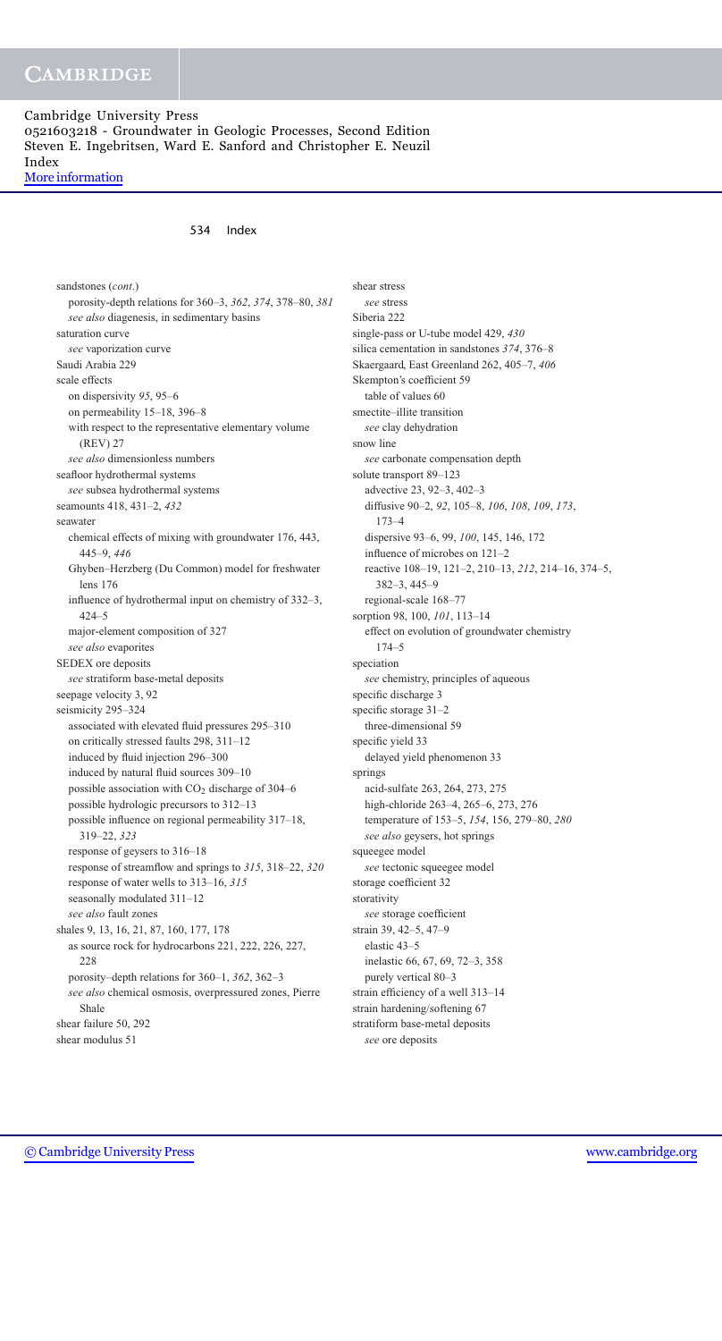sandstones (*cont.*)
  porosity-depth relations for 360–3, *362*, *374*, 378–80, *381*
  *see also* diagenesis, in sedimentary basins
saturation curve
  *see* vaporization curve
Saudi Arabia 229
scale effects
  on dispersivity *95*, 95–6
  on permeability 15–18, 396–8
  with respect to the representative elementary volume (REV) 27
  *see also* dimensionless numbers
seafloor hydrothermal systems
  *see* subsea hydrothermal systems
seamounts 418, 431–2, *432*
seawater
  chemical effects of mixing with groundwater 176, 443, 445–9, *446*
  Ghyben–Herzberg (Du Common) model for freshwater lens 176
  influence of hydrothermal input on chemistry of 332–3, 424–5
  major-element composition of 327
  *see also* evaporites
SEDEX ore deposits
  *see* stratiform base-metal deposits
seepage velocity 3, 92
seismicity 295–324
  associated with elevated fluid pressures 295–310
  on critically stressed faults 298, 311–12
  induced by fluid injection 296–300
  induced by natural fluid sources 309–10
  possible association with $CO_2$ discharge of 304–6
  possible hydrologic precursors to 312–13
  possible influence on regional permeability 317–18, 319–22, *323*
  response of geysers to 316–18
  response of streamflow and springs to *315*, 318–22, *320*
  response of water wells to 313–16, *315*
  seasonally modulated 311–12
  *see also* fault zones
shales 9, 13, 16, 21, 87, 160, 177, 178
  as source rock for hydrocarbons 221, 222, 226, 227, 228
  porosity–depth relations for 360–1, *362*, 362–3
  *see also* chemical osmosis, overpressured zones, Pierre Shale
shear failure 50, 292
shear modulus 51
shear stress
  *see* stress
Siberia 222
single-pass or U-tube model 429, *430*
silica cementation in sandstones *374*, 376–8
Skaergaard, East Greenland 262, 405–7, *406*
Skempton's coefficient 59
  table of values 60
smectite–illite transition
  *see* clay dehydration
snow line
  *see* carbonate compensation depth
solute transport 89–123
  advective 23, 92–3, 402–3
  diffusive 90–2, *92*, 105–8, *106*, *108*, *109*, *173*, 173–4
  dispersive 93–6, 99, *100*, 145, 146, 172
  influence of microbes on 121–2
  reactive 108–19, 121–2, 210–13, *212*, 214–16, 374–5, 382–3, 445–9
  regional-scale 168–77
sorption 98, 100, *101*, 113–14
  effect on evolution of groundwater chemistry 174–5
speciation
  *see* chemistry, principles of aqueous
specific discharge 3
specific storage 31–2
  three-dimensional 59
specific yield 33
  delayed yield phenomenon 33
springs
  acid-sulfate 263, 264, 273, 275
  high-chloride 263–4, 265–6, 273, 276
  temperature of 153–5, *154*, 156, 279–80, *280*
  *see also* geysers, hot springs
squeegee model
  *see* tectonic squeegee model
storage coefficient 32
storativity
  *see* storage coefficient
strain 39, 42–5, 47–9
  elastic 43–5
  inelastic 66, 67, 69, 72–3, 358
  purely vertical 80–3
strain efficiency of a well 313–14
strain hardening/softening 67
stratiform base-metal deposits
  *see* ore deposits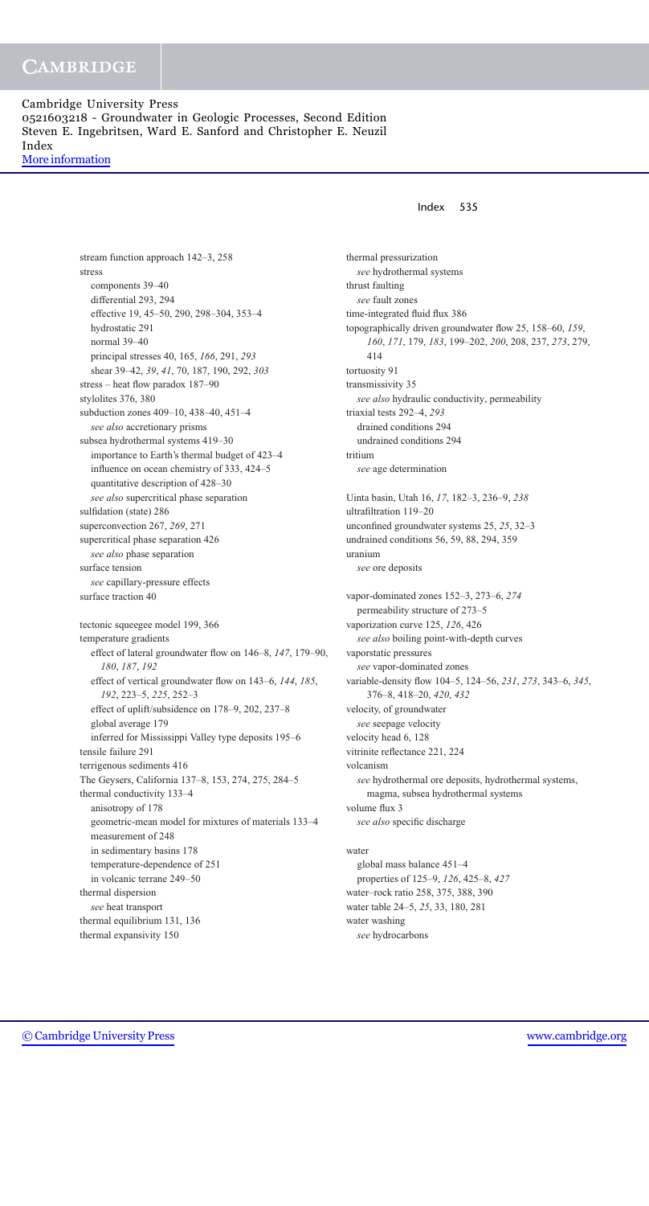stream function approach 142–3, 258
stress
  components 39–40
  differential 293, 294
  effective 19, 45–50, 290, 298–304, 353–4
  hydrostatic 291
  normal 39–40
  principal stresses 40, 165, *166*, 291, *293*
  shear 39–42, *39*, *41*, 70, 187, 190, 292, *303*
stress – heat flow paradox 187–90
stylolites 376, 380
subduction zones 409–10, 438–40, 451–4
  *see also* accretionary prisms
subsea hydrothermal systems 419–30
  importance to Earth's thermal budget of 423–4
  influence on ocean chemistry of 333, 424–5
  quantitative description of 428–30
  *see also* supercritical phase separation
sulfidation (state) 286
superconvection 267, *269*, 271
supercritical phase separation 426
  *see also* phase separation
surface tension
  *see* capillary-pressure effects
surface traction 40

tectonic squeegee model 199, 366
temperature gradients
  effect of lateral groundwater flow on 146–8, *147*, 179–90, *180*, *187*, *192*
  effect of vertical groundwater flow on 143–6, *144*, *185*, *192*, 223–5, *225*, 252–3
  effect of uplift/subsidence on 178–9, 202, 237–8
  global average 179
  inferred for Mississippi Valley type deposits 195–6
tensile failure 291
terrigenous sediments 416
The Geysers, California 137–8, 153, 274, 275, 284–5
thermal conductivity 133–4
  anisotropy of 178
  geometric-mean model for mixtures of materials 133–4
  measurement of 248
  in sedimentary basins 178
  temperature-dependence of 251
  in volcanic terrane 249–50
thermal dispersion
  *see* heat transport
thermal equilibrium 131, 136
thermal expansivity 150

thermal pressurization
  *see* hydrothermal systems
thrust faulting
  *see* fault zones
time-integrated fluid flux 386
topographically driven groundwater flow 25, 158–60, *159*, *160*, *171*, 179, *183*, 199–202, *200*, 208, 237, *273*, 279, 414
tortuosity 91
transmissivity 35
  *see also* hydraulic conductivity, permeability
triaxial tests 292–4, *293*
  drained conditions 294
  undrained conditions 294
tritium
  *see* age determination

Uinta basin, Utah 16, *17*, 182–3, 236–9, *238*
ultrafiltration 119–20
unconfined groundwater systems 25, *25*, 32–3
undrained conditions 56, 59, 88, 294, 359
uranium
  *see* ore deposits

vapor-dominated zones 152–3, 273–6, *274*
  permeability structure of 273–5
vaporization curve 125, *126*, 426
  *see also* boiling point-with-depth curves
vaporstatic pressures
  *see* vapor-dominated zones
variable-density flow 104–5, 124–56, *231*, *273*, 343–6, *345*, 376–8, 418–20, *420*, *432*
velocity, of groundwater
  *see* seepage velocity
velocity head 6, 128
vitrinite reflectance 221, 224
volcanism
  *see* hydrothermal ore deposits, hydrothermal systems, magma, subsea hydrothermal systems
volume flux 3
  *see also* specific discharge

water
  global mass balance 451–4
  properties of 125–9, *126*, 425–8, *427*
water–rock ratio 258, 375, 388, 390
water table 24–5, *25*, 33, 180, 281
water washing
  *see* hydrocarbons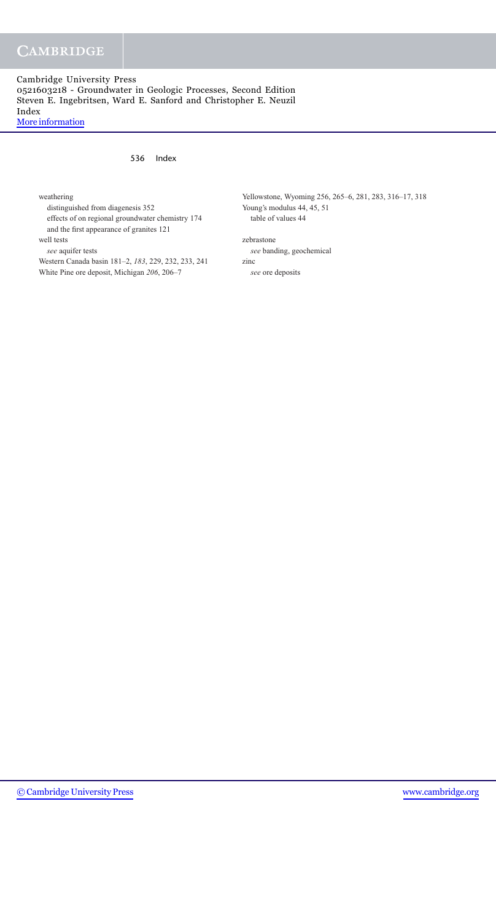weathering
  distinguished from diagenesis 352
  effects of on regional groundwater chemistry 174
  and the first appearance of granites 121
well tests
  *see* aquifer tests
Western Canada basin 181–2, *183*, 229, 232, 233, 241
White Pine ore deposit, Michigan *206*, 206–7

Yellowstone, Wyoming 256, 265–6, 281, 283, 316–17, 318
Young's modulus 44, 45, 51
  table of values 44

zebrastone
  *see* banding, geochemical
zinc
  *see* ore deposits